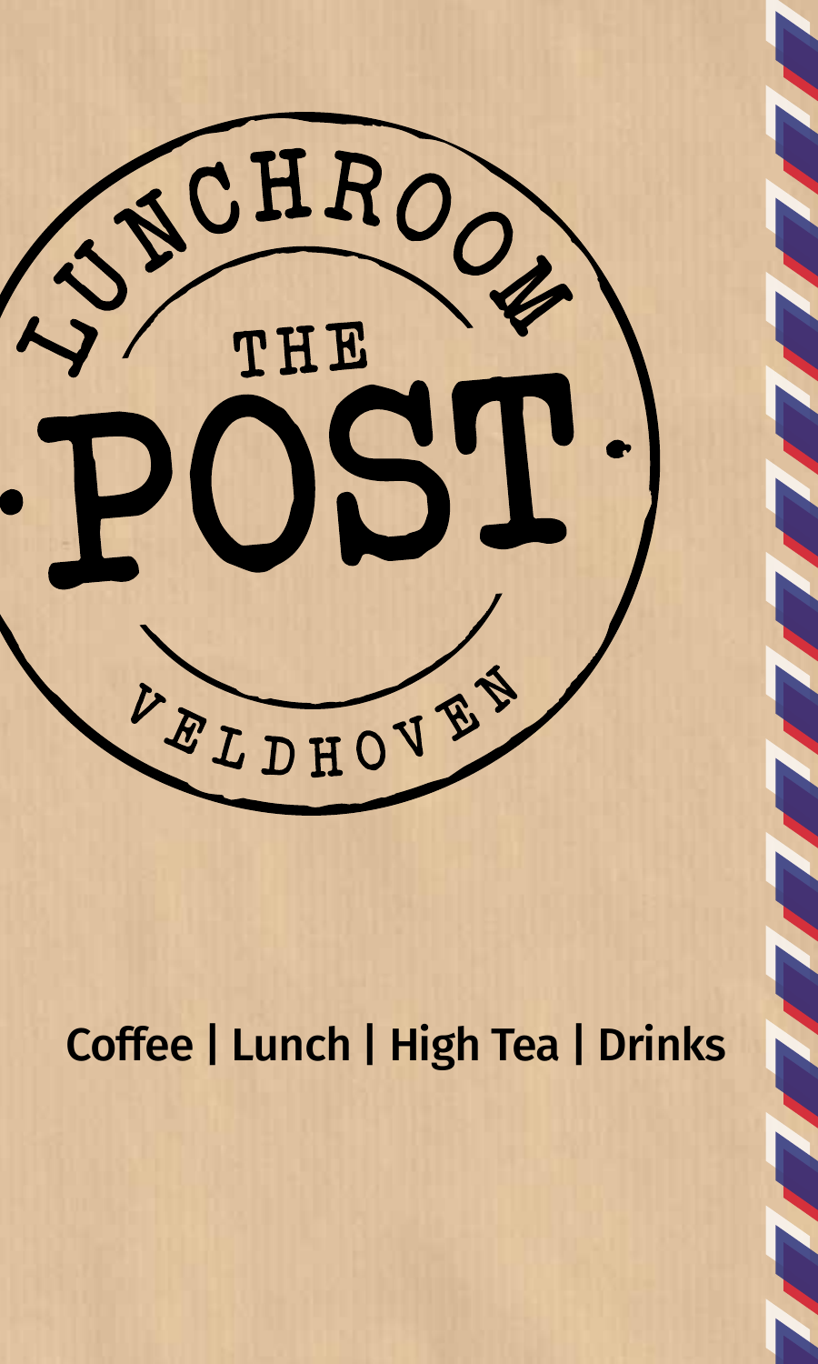# LUNCHROOM THE POST VELDHOVEN

Coffee | Lunch | High Tea | Drinks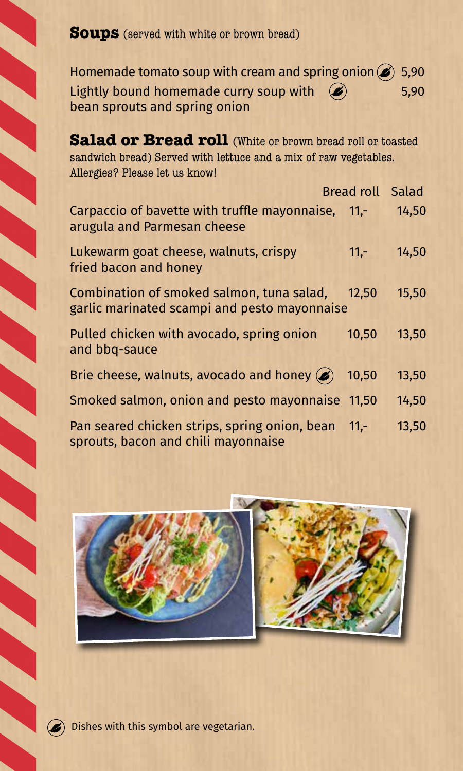## Soups (served with white or brown bread)

| | |
|---|---|
| Homemade tomato soup with cream and spring onion (vegetarian) | 5,90 |
| Lightly bound homemade curry soup with bean sprouts and spring onion (vegetarian) | 5,90 |

## Salad or Bread roll (White or brown bread roll or toasted sandwich bread) Served with lettuce and a mix of raw vegetables. Allergies? Please let us know!

| | Bread roll | Salad |
|---|---|---|
| Carpaccio of bavette with truffle mayonnaise, arugula and Parmesan cheese | 11,- | 14,50 |
| Lukewarm goat cheese, walnuts, crispy fried bacon and honey | 11,- | 14,50 |
| Combination of smoked salmon, tuna salad, garlic marinated scampi and pesto mayonnaise | 12,50 | 15,50 |
| Pulled chicken with avocado, spring onion and bbq-sauce | 10,50 | 13,50 |
| Brie cheese, walnuts, avocado and honey (vegetarian) | 10,50 | 13,50 |
| Smoked salmon, onion and pesto mayonnaise | 11,50 | 14,50 |
| Pan seared chicken strips, spring onion, bean sprouts, bacon and chili mayonnaise | 11,- | 13,50 |

Dishes with this symbol are vegetarian.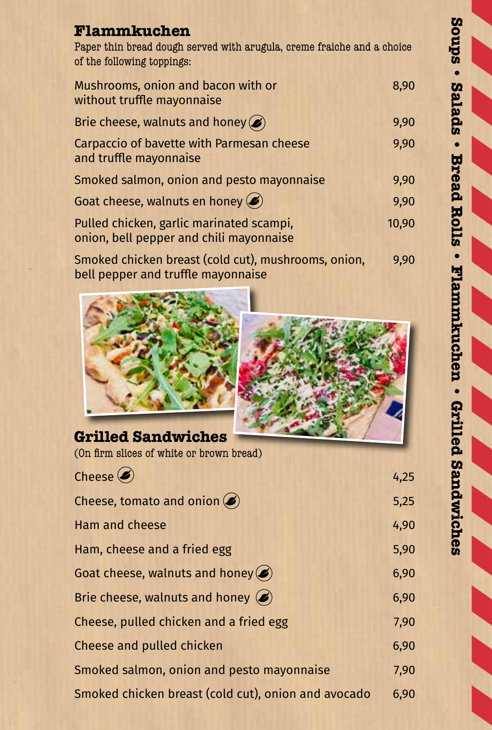## Flammkuchen

Paper thin bread dough served with arugula, creme fraiche and a choice of the following toppings:

| Item | Price |
|---|---|
| Mushrooms, onion and bacon with or without truffle mayonnaise | 8,90 |
| Brie cheese, walnuts and honey (V) | 9,90 |
| Carpaccio of bavette with Parmesan cheese and truffle mayonnaise | 9,90 |
| Smoked salmon, onion and pesto mayonnaise | 9,90 |
| Goat cheese, walnuts en honey (V) | 9,90 |
| Pulled chicken, garlic marinated scampi, onion, bell pepper and chili mayonnaise | 10,90 |
| Smoked chicken breast (cold cut), mushrooms, onion, bell pepper and truffle mayonnaise | 9,90 |

## Grilled Sandwiches

(On firm slices of white or brown bread)

| Item | Price |
|---|---|
| Cheese (V) | 4,25 |
| Cheese, tomato and onion (V) | 5,25 |
| Ham and cheese | 4,90 |
| Ham, cheese and a fried egg | 5,90 |
| Goat cheese, walnuts and honey (V) | 6,90 |
| Brie cheese, walnuts and honey (V) | 6,90 |
| Cheese, pulled chicken and a fried egg | 7,90 |
| Cheese and pulled chicken | 6,90 |
| Smoked salmon, onion and pesto mayonnaise | 7,90 |
| Smoked chicken breast (cold cut), onion and avocado | 6,90 |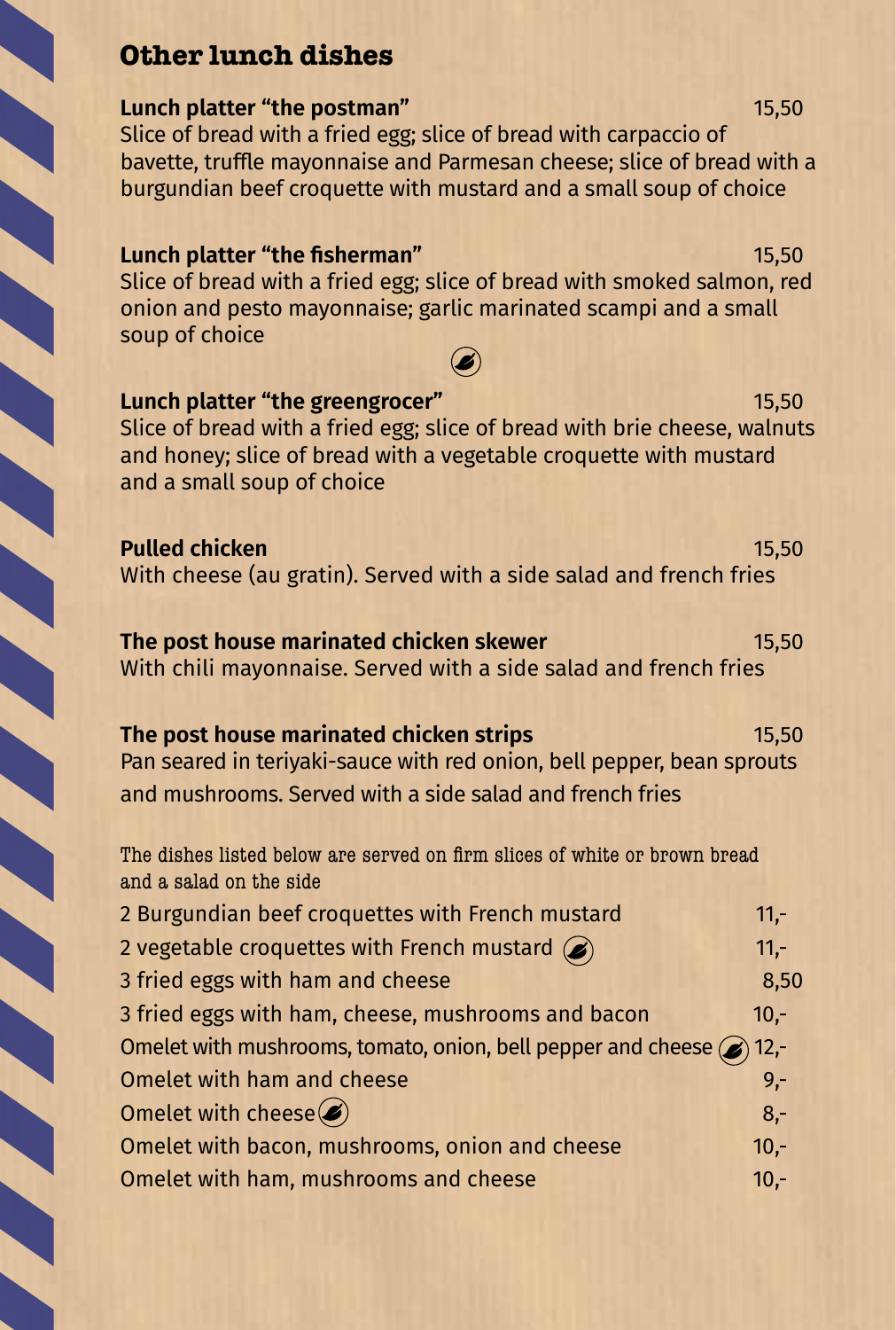# Other lunch dishes

**Lunch platter "the postman"** 15,50
Slice of bread with a fried egg; slice of bread with carpaccio of bavette, truffle mayonnaise and Parmesan cheese; slice of bread with a burgundian beef croquette with mustard and a small soup of choice

**Lunch platter "the fisherman"** 15,50
Slice of bread with a fried egg; slice of bread with smoked salmon, red onion and pesto mayonnaise; garlic marinated scampi and a small soup of choice

**Lunch platter "the greengrocer"** 15,50
Slice of bread with a fried egg; slice of bread with brie cheese, walnuts and honey; slice of bread with a vegetable croquette with mustard and a small soup of choice

**Pulled chicken** 15,50
With cheese (au gratin). Served with a side salad and french fries

**The post house marinated chicken skewer** 15,50
With chili mayonnaise. Served with a side salad and french fries

**The post house marinated chicken strips** 15,50
Pan seared in teriyaki-sauce with red onion, bell pepper, bean sprouts and mushrooms. Served with a side salad and french fries

The dishes listed below are served on firm slices of white or brown bread and a salad on the side

| Dish | Price |
|---|---|
| 2 Burgundian beef croquettes with French mustard | 11,- |
| 2 vegetable croquettes with French mustard | 11,- |
| 3 fried eggs with ham and cheese | 8,50 |
| 3 fried eggs with ham, cheese, mushrooms and bacon | 10,- |
| Omelet with mushrooms, tomato, onion, bell pepper and cheese | 12,- |
| Omelet with ham and cheese | 9,- |
| Omelet with cheese | 8,- |
| Omelet with bacon, mushrooms, onion and cheese | 10,- |
| Omelet with ham, mushrooms and cheese | 10,- |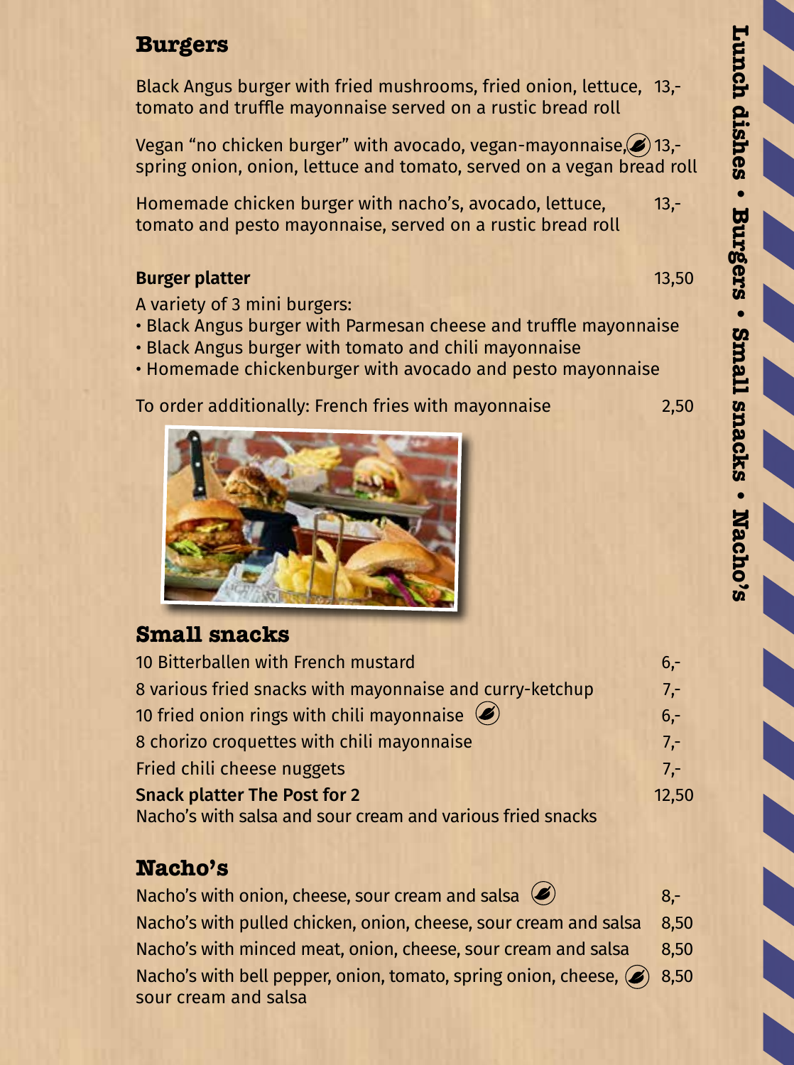## Burgers

Black Angus burger with fried mushrooms, fried onion, lettuce, tomato and truffle mayonnaise served on a rustic bread roll — 13,-

Vegan "no chicken burger" with avocado, vegan-mayonnaise, spring onion, onion, lettuce and tomato, served on a vegan bread roll (vegetarian) — 13,-

Homemade chicken burger with nacho's, avocado, lettuce, tomato and pesto mayonnaise, served on a rustic bread roll — 13,-

**Burger platter** — 13,50

A variety of 3 mini burgers:

- Black Angus burger with Parmesan cheese and truffle mayonnaise
- Black Angus burger with tomato and chili mayonnaise
- Homemade chickenburger with avocado and pesto mayonnaise

To order additionally: French fries with mayonnaise — 2,50

## Small snacks

| Item | Price |
| --- | --- |
| 10 Bitterballen with French mustard | 6,- |
| 8 various fried snacks with mayonnaise and curry-ketchup | 7,- |
| 10 fried onion rings with chili mayonnaise (vegetarian) | 6,- |
| 8 chorizo croquettes with chili mayonnaise | 7,- |
| Fried chili cheese nuggets | 7,- |
| **Snack platter The Post for 2**<br>Nacho's with salsa and sour cream and various fried snacks | 12,50 |

## Nacho's

| Item | Price |
| --- | --- |
| Nacho's with onion, cheese, sour cream and salsa (vegetarian) | 8,- |
| Nacho's with pulled chicken, onion, cheese, sour cream and salsa | 8,50 |
| Nacho's with minced meat, onion, cheese, sour cream and salsa | 8,50 |
| Nacho's with bell pepper, onion, tomato, spring onion, cheese, sour cream and salsa (vegetarian) | 8,50 |

Lunch dishes • Burgers • Small snacks • Nacho's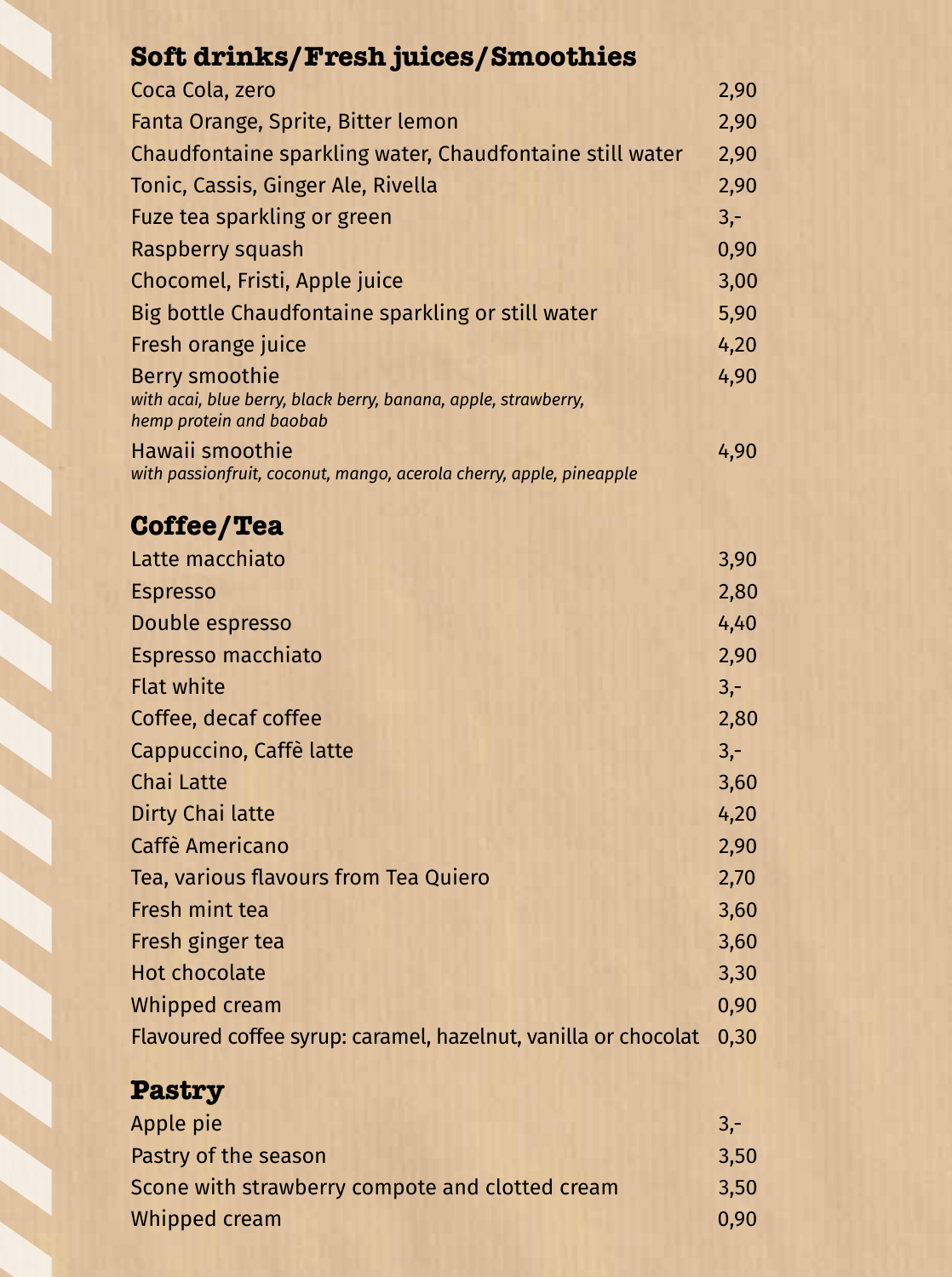## Soft drinks/Fresh juices/Smoothies

| | |
|---|---|
| Coca Cola, zero | 2,90 |
| Fanta Orange, Sprite, Bitter lemon | 2,90 |
| Chaudfontaine sparkling water, Chaudfontaine still water | 2,90 |
| Tonic, Cassis, Ginger Ale, Rivella | 2,90 |
| Fuze tea sparkling or green | 3,- |
| Raspberry squash | 0,90 |
| Chocomel, Fristi, Apple juice | 3,00 |
| Big bottle Chaudfontaine sparkling or still water | 5,90 |
| Fresh orange juice | 4,20 |
| Berry smoothie *with acai, blue berry, black berry, banana, apple, strawberry, hemp protein and baobab* | 4,90 |
| Hawaii smoothie *with passionfruit, coconut, mango, acerola cherry, apple, pineapple* | 4,90 |

## Coffee/Tea

| | |
|---|---|
| Latte macchiato | 3,90 |
| Espresso | 2,80 |
| Double espresso | 4,40 |
| Espresso macchiato | 2,90 |
| Flat white | 3,- |
| Coffee, decaf coffee | 2,80 |
| Cappuccino, Caffê latte | 3,- |
| Chai Latte | 3,60 |
| Dirty Chai latte | 4,20 |
| Caffè Americano | 2,90 |
| Tea, various flavours from Tea Quiero | 2,70 |
| Fresh mint tea | 3,60 |
| Fresh ginger tea | 3,60 |
| Hot chocolate | 3,30 |
| Whipped cream | 0,90 |
| Flavoured coffee syrup: caramel, hazelnut, vanilla or chocolat | 0,30 |

## Pastry

| | |
|---|---|
| Apple pie | 3,- |
| Pastry of the season | 3,50 |
| Scone with strawberry compote and clotted cream | 3,50 |
| Whipped cream | 0,90 |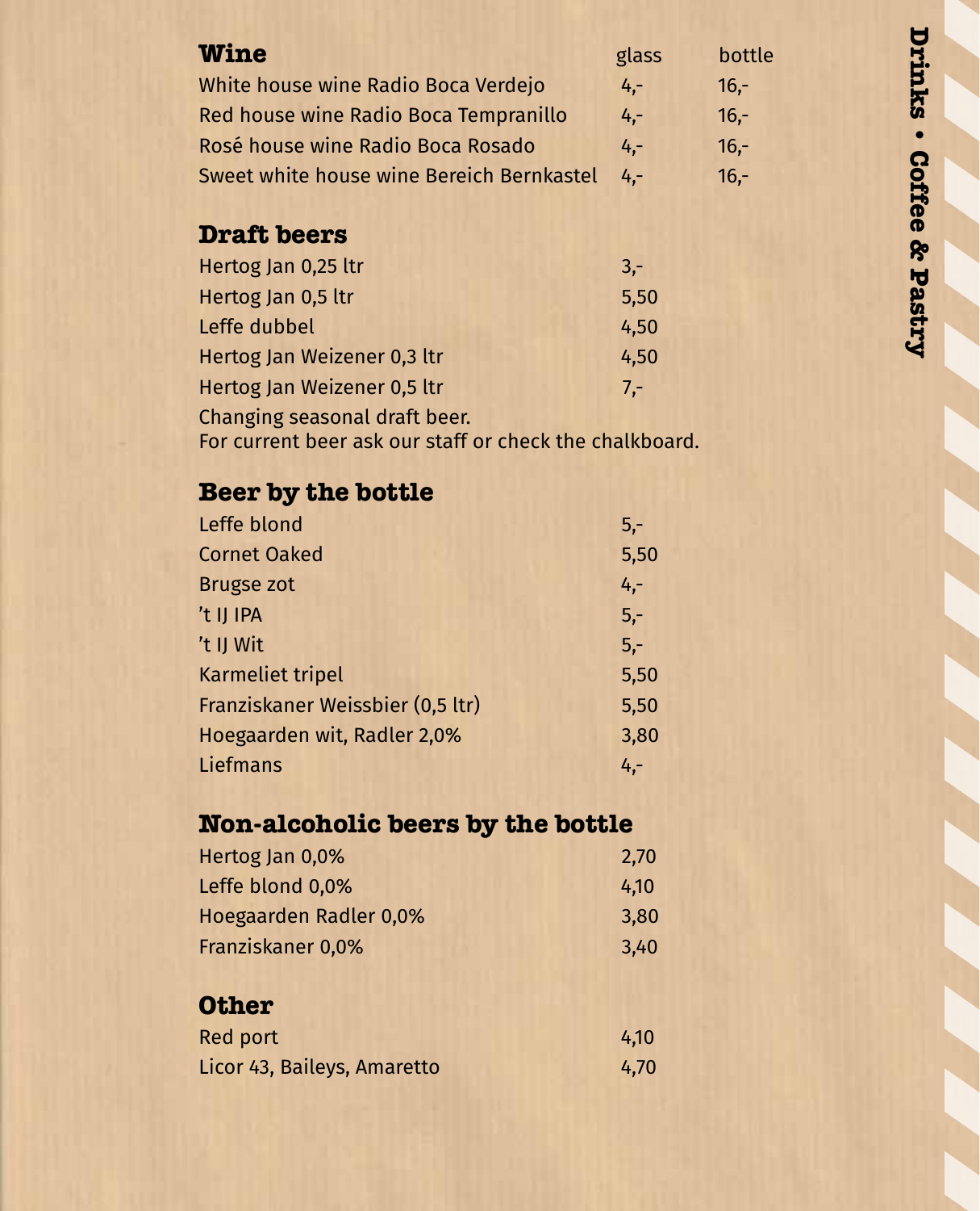## Wine

| Wine | glass | bottle |
| --- | --- | --- |
| White house wine Radio Boca Verdejo | 4,- | 16,- |
| Red house wine Radio Boca Tempranillo | 4,- | 16,- |
| Rosé house wine Radio Boca Rosado | 4,- | 16,- |
| Sweet white house wine Bereich Bernkastel | 4,- | 16,- |

## Draft beers

| Draft beers | |
| --- | --- |
| Hertog Jan 0,25 ltr | 3,- |
| Hertog Jan 0,5 ltr | 5,50 |
| Leffe dubbel | 4,50 |
| Hertog Jan Weizener 0,3 ltr | 4,50 |
| Hertog Jan Weizener 0,5 ltr | 7,- |

Changing seasonal draft beer.
For current beer ask our staff or check the chalkboard.

## Beer by the bottle

| Beer by the bottle | |
| --- | --- |
| Leffe blond | 5,- |
| Cornet Oaked | 5,50 |
| Brugse zot | 4,- |
| 't IJ IPA | 5,- |
| 't IJ Wit | 5,- |
| Karmeliet tripel | 5,50 |
| Franziskaner Weissbier (0,5 ltr) | 5,50 |
| Hoegaarden wit, Radler 2,0% | 3,80 |
| Liefmans | 4,- |

## Non-alcoholic beers by the bottle

| Non-alcoholic beers by the bottle | |
| --- | --- |
| Hertog Jan 0,0% | 2,70 |
| Leffe blond 0,0% | 4,10 |
| Hoegaarden Radler 0,0% | 3,80 |
| Franziskaner 0,0% | 3,40 |

## Other

| Other | |
| --- | --- |
| Red port | 4,10 |
| Licor 43, Baileys, Amaretto | 4,70 |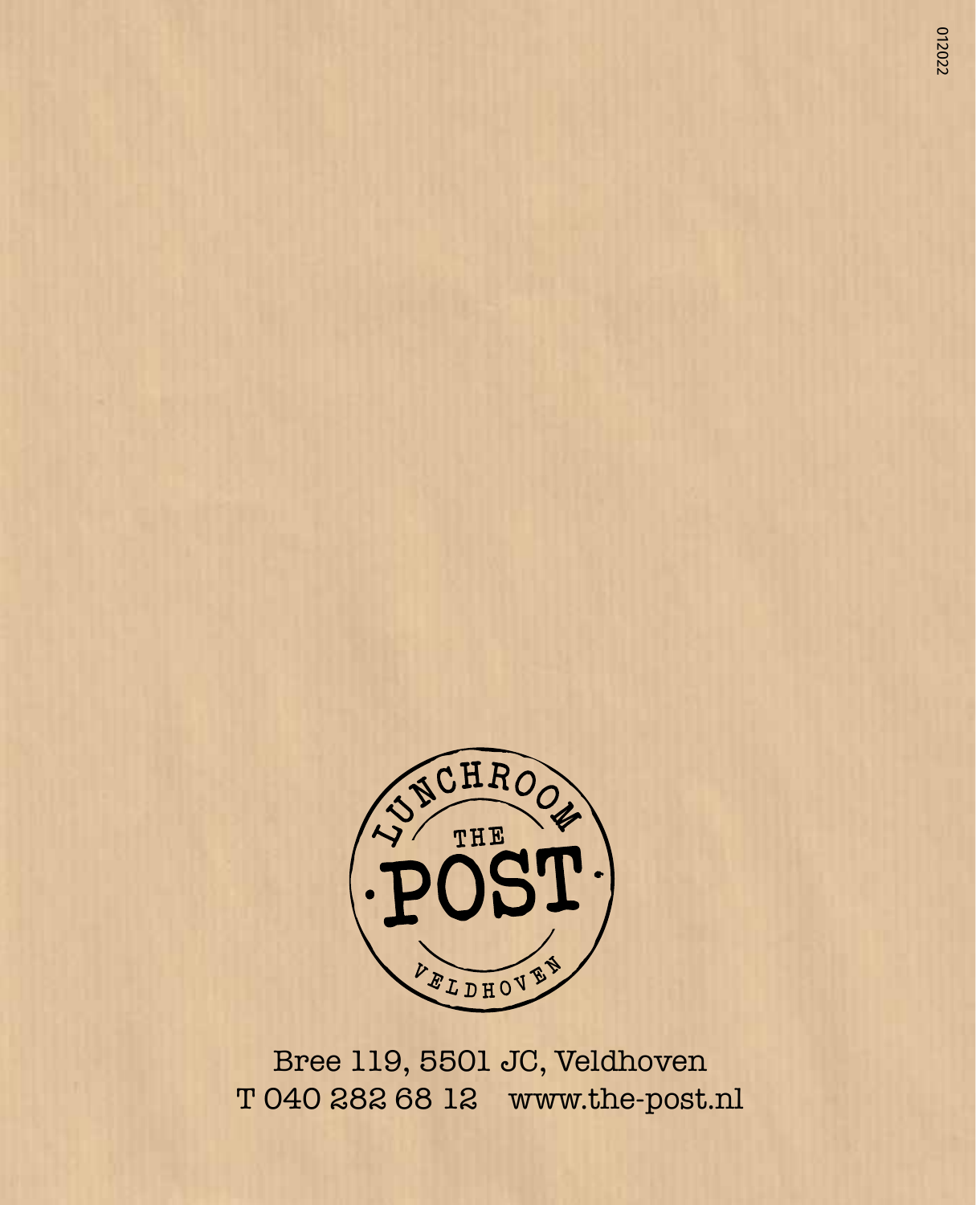LUNCHROOM THE POST VELDHOVEN

Bree 119, 5501 JC, Veldhoven
T 040 282 68 12 www.the-post.nl

012022